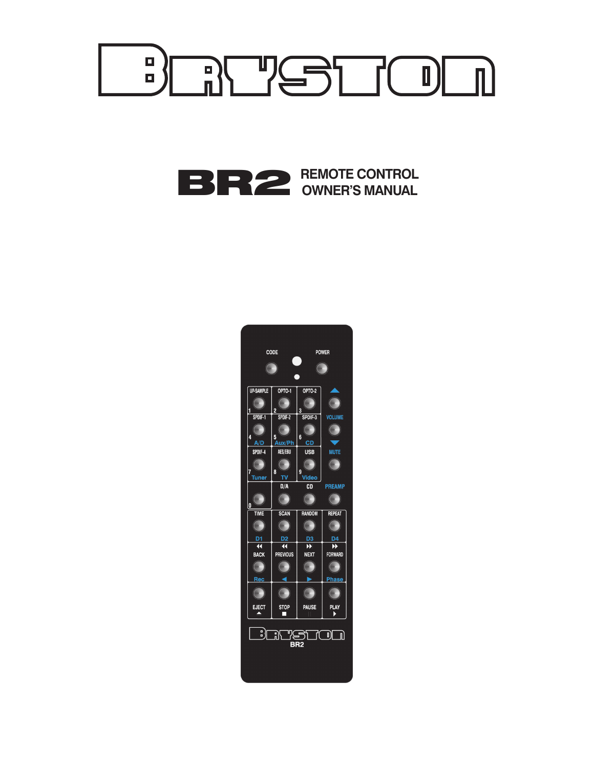# BRYSTON

# BR2 REMOTE CONTROL OWNER'S MANUAL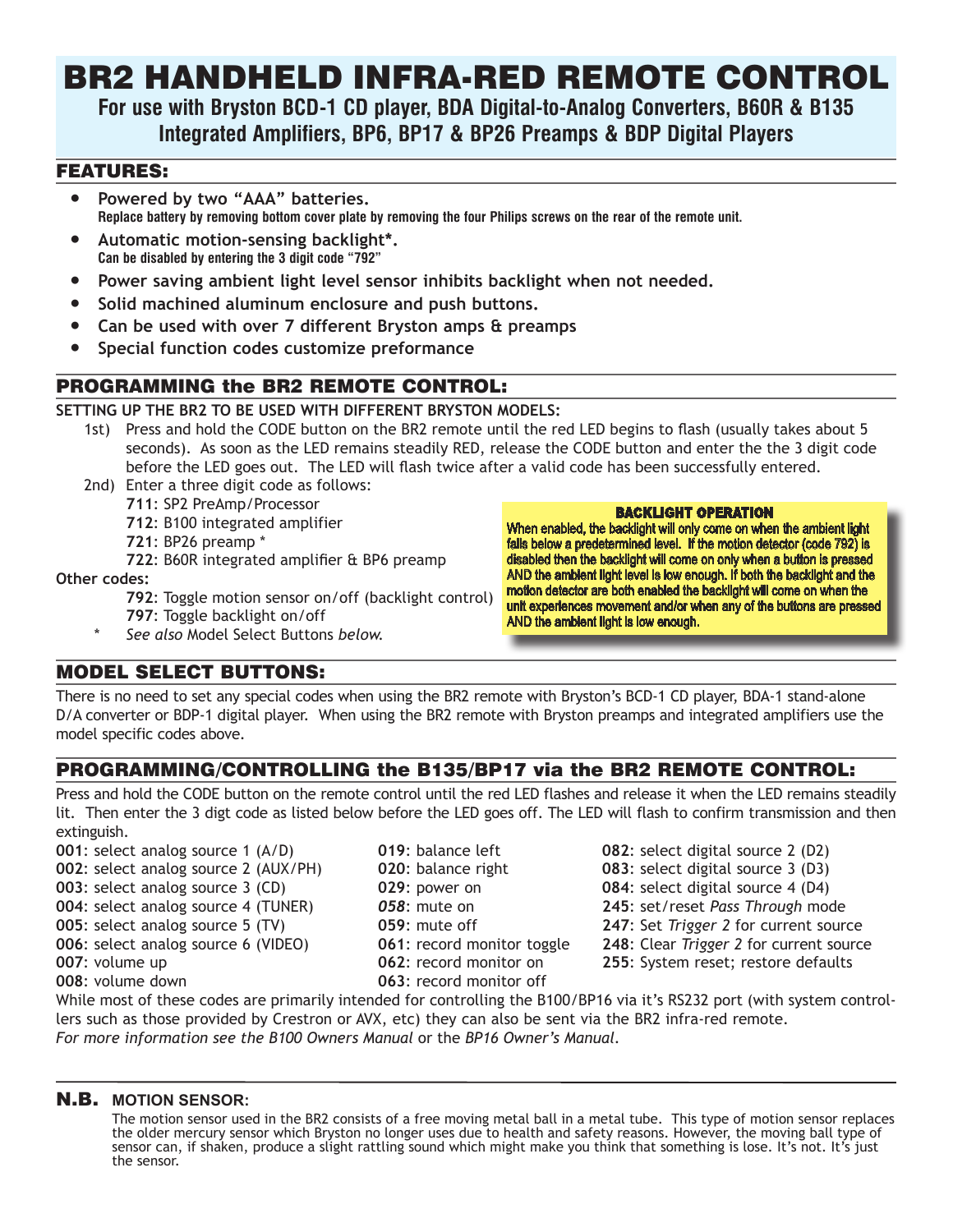# BR2 HANDHELD INFRA-RED REMOTE CONTROL

**For use with Bryston BCD-1 CD player, BDA Digital-to-Analog Converters, B60R & B135 Integrated Amplifiers, BP6, BP17 & BP26 Preamps & BDP Digital Players**

## FEATURES:

- **Powered by two "AAA" batteries.**
  **Replace battery by removing bottom cover plate by removing the four Philips screws on the rear of the remote unit.**
- **Automatic motion-sensing backlight*.**
  **Can be disabled by entering the 3 digit code "792"**
- **Power saving ambient light level sensor inhibits backlight when not needed.**
- **Solid machined aluminum enclosure and push buttons.**
- **Can be used with over 7 different Bryston amps & preamps**
- **Special function codes customize preformance**

## PROGRAMMING the BR2 REMOTE CONTROL:

**SETTING UP THE BR2 TO BE USED WITH DIFFERENT BRYSTON MODELS:**

1st) Press and hold the CODE button on the BR2 remote until the red LED begins to flash (usually takes about 5 seconds). As soon as the LED remains steadily RED, release the CODE button and enter the the 3 digit code before the LED goes out. The LED will flash twice after a valid code has been successfully entered.

2nd) Enter a three digit code as follows:

- **711**: SP2 PreAmp/Processor
- **712**: B100 integrated amplifier
- **721**: BP26 preamp *
- **722**: B60R integrated amplifier & BP6 preamp

**Other codes:**

- **792**: Toggle motion sensor on/off (backlight control)
- **797**: Toggle backlight on/off

\* *See also* Model Select Buttons *below.*

**BACKLIGHT OPERATION**

When enabled, the backlight will only come on when the ambient light falls below a predetermined level. If the motion detector (code 792) is disabled then the backlight will come on only when a button is pressed AND the ambient light level is low enough. If both the backlight and the motion detector are both enabled the backlight will come on when the unit experiences movement and/or when any of the buttons are pressed AND the ambient light is low enough.

## MODEL SELECT BUTTONS:

There is no need to set any special codes when using the BR2 remote with Bryston's BCD-1 CD player, BDA-1 stand-alone D/A converter or BDP-1 digital player. When using the BR2 remote with Bryston preamps and integrated amplifiers use the model specific codes above.

## PROGRAMMING/CONTROLLING the B135/BP17 via the BR2 REMOTE CONTROL:

Press and hold the CODE button on the remote control until the red LED flashes and release it when the LED remains steadily lit. Then enter the 3 digt code as listed below before the LED goes off. The LED will flash to confirm transmission and then extinguish.

- **001**: select analog source 1 (A/D)
- **002**: select analog source 2 (AUX/PH)
- **003**: select analog source 3 (CD)
- **004**: select analog source 4 (TUNER)
- **005**: select analog source 5 (TV)
- **006**: select analog source 6 (VIDEO)
- **007**: volume up
- **008**: volume down
- **019**: balance left
- **020**: balance right
- **029**: power on
- ***058***: mute on
- **059**: mute off
- **061**: record monitor toggle
- **062**: record monitor on
- **063**: record monitor off
- **082**: select digital source 2 (D2)
- **083**: select digital source 3 (D3)
- **084**: select digital source 4 (D4)
- **245**: set/reset *Pass Through* mode
- **247**: Set *Trigger 2* for current source
- **248**: Clear *Trigger 2* for current source
- **255**: System reset; restore defaults

While most of these codes are primarily intended for controlling the B100/BP16 via it's RS232 port (with system controllers such as those provided by Crestron or AVX, etc) they can also be sent via the BR2 infra-red remote.
*For more information see the B100 Owners Manual* or the *BP16 Owner's Manual*.

### N.B. MOTION SENSOR:

The motion sensor used in the BR2 consists of a free moving metal ball in a metal tube. This type of motion sensor replaces the older mercury sensor which Bryston no longer uses due to health and safety reasons. However, the moving ball type of sensor can, if shaken, produce a slight rattling sound which might make you think that something is lose. It's not. It's just the sensor.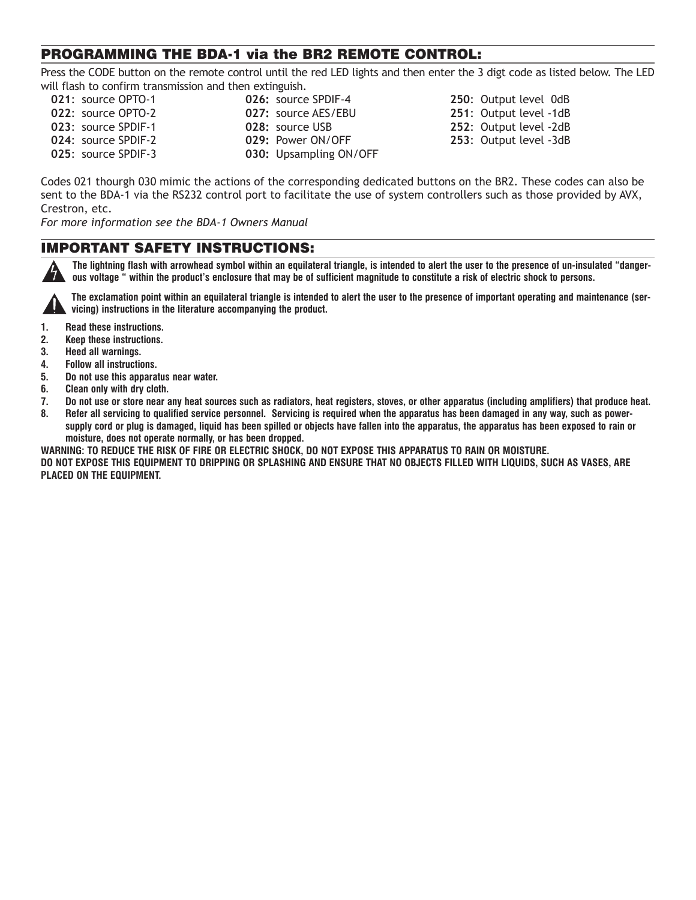## PROGRAMMING THE BDA-1 via the BR2 REMOTE CONTROL:

Press the CODE button on the remote control until the red LED lights and then enter the 3 digt code as listed below. The LED will flash to confirm transmission and then extinguish.

**021**: source OPTO-1
**022**: source OPTO-2
**023**: source SPDIF-1
**024**: source SPDIF-2
**025**: source SPDIF-3
**026:** source SPDIF-4
**027:** source AES/EBU
**028:** source USB
**029:** Power ON/OFF
**030:** Upsampling ON/OFF
**250**: Output level 0dB
**251**: Output level -1dB
**252**: Output level -2dB
**253**: Output level -3dB

Codes 021 thourgh 030 mimic the actions of the corresponding dedicated buttons on the BR2. These codes can also be sent to the BDA-1 via the RS232 control port to facilitate the use of system controllers such as those provided by AVX, Crestron, etc.

*For more information see the BDA-1 Owners Manual*

## IMPORTANT SAFETY INSTRUCTIONS:

**The lightning flash with arrowhead symbol within an equilateral triangle, is intended to alert the user to the presence of un-insulated "dangerous voltage " within the product's enclosure that may be of sufficient magnitude to constitute a risk of electric shock to persons.**

**The exclamation point within an equilateral triangle is intended to alert the user to the presence of important operating and maintenance (servicing) instructions in the literature accompanying the product.**

1. **Read these instructions.**
2. **Keep these instructions.**
3. **Heed all warnings.**
4. **Follow all instructions.**
5. **Do not use this apparatus near water.**
6. **Clean only with dry cloth.**
7. **Do not use or store near any heat sources such as radiators, heat registers, stoves, or other apparatus (including amplifiers) that produce heat.**
8. **Refer all servicing to qualified service personnel. Servicing is required when the apparatus has been damaged in any way, such as power-supply cord or plug is damaged, liquid has been spilled or objects have fallen into the apparatus, the apparatus has been exposed to rain or moisture, does not operate normally, or has been dropped.**

**WARNING: TO REDUCE THE RISK OF FIRE OR ELECTRIC SHOCK, DO NOT EXPOSE THIS APPARATUS TO RAIN OR MOISTURE.**
**DO NOT EXPOSE THIS EQUIPMENT TO DRIPPING OR SPLASHING AND ENSURE THAT NO OBJECTS FILLED WITH LIQUIDS, SUCH AS VASES, ARE PLACED ON THE EQUIPMENT.**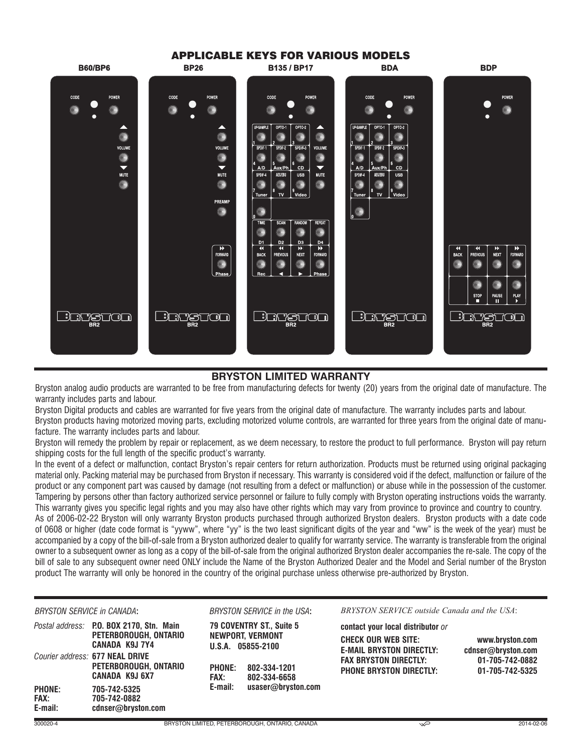## APPLICABLE KEYS FOR VARIOUS MODELS

B60/BP6

CODE POWER
VOLUME
MUTE

BRYSTON BR2

BP26

CODE POWER
VOLUME
MUTE
PREAMP
FORWARD
Phase

BRYSTON BR2

B135 / BP17

CODE POWER
UP-SAMPLE 1 OPTO-1 2 OPTO-2 3
SPDIF-1 4 A/D SPDIF-2 5 Aux/Ph SPDIF-3 6 CD VOLUME
SPDIF-4 7 Tuner AES/EBU 8 TV USB 9 Video MUTE
0
TIME D1 SCAN D2 RANDOM D3 REPEAT D4
BACK Rec PREVIOUS ◄ NEXT ► FORWARD Phase

BRYSTON BR2

BDA

CODE POWER
UP-SAMPLE 1 OPTO-1 2 OPTO-2 3
SPDIF-1 4 A/D SPDIF-2 5 Aux/Ph SPDIF-3 6 CD
SPDIF-4 7 Tuner AES/EBU 8 TV USB 9 Video
0

BRYSTON BR2

BDP

POWER
BACK PREVIOUS NEXT FORWARD
STOP ■ PAUSE II PLAY ►

BRYSTON BR2

## BRYSTON LIMITED WARRANTY

Bryston analog audio products are warranted to be free from manufacturing defects for twenty (20) years from the original date of manufacture. The warranty includes parts and labour.

Bryston Digital products and cables are warranted for five years from the original date of manufacture. The warranty includes parts and labour.

Bryston products having motorized moving parts, excluding motorized volume controls, are warranted for three years from the original date of manufacture. The warranty includes parts and labour.

Bryston will remedy the problem by repair or replacement, as we deem necessary, to restore the product to full performance. Bryston will pay return shipping costs for the full length of the specific product's warranty.

In the event of a defect or malfunction, contact Bryston's repair centers for return authorization. Products must be returned using original packaging material only. Packing material may be purchased from Bryston if necessary. This warranty is considered void if the defect, malfunction or failure of the product or any component part was caused by damage (not resulting from a defect or malfunction) or abuse while in the possession of the customer. Tampering by persons other than factory authorized service personnel or failure to fully comply with Bryston operating instructions voids the warranty. This warranty gives you specific legal rights and you may also have other rights which may vary from province to province and country to country.

As of 2006-02-22 Bryston will only warranty Bryston products purchased through authorized Bryston dealers. Bryston products with a date code of 0608 or higher (date code format is "yyww", where "yy" is the two least significant digits of the year and "ww" is the week of the year) must be accompanied by a copy of the bill-of-sale from a Bryston authorized dealer to qualify for warranty service. The warranty is transferable from the original owner to a subsequent owner as long as a copy of the bill-of-sale from the original authorized Bryston dealer accompanies the re-sale. The copy of the bill of sale to any subsequent owner need ONLY include the Name of the Bryston Authorized Dealer and the Model and Serial number of the Bryston product The warranty will only be honored in the country of the original purchase unless otherwise pre-authorized by Bryston.

*BRYSTON SERVICE in CANADA*:

*Postal address:* **P.O. BOX 2170, Stn. Main PETERBOROUGH, ONTARIO CANADA K9J 7Y4**

*Courier address:* **677 NEAL DRIVE PETERBOROUGH, ONTARIO CANADA K9J 6X7**

**PHONE:** **705-742-5325**
**FAX:** **705-742-0882**
**E-mail:** **cdnser@bryston.com**

*BRYSTON SERVICE in the USA*:

**79 COVENTRY ST., Suite 5**
**NEWPORT, VERMONT**
**U.S.A. 05855-2100**

**PHONE:** **802-334-1201**
**FAX:** **802-334-6658**
**E-mail:** **usaser@bryston.com**

*BRYSTON SERVICE outside Canada and the USA*:

**contact your local distributor** *or*

**CHECK OUR WEB SITE:** **www.bryston.com**
**E-MAIL BRYSTON DIRECTLY:** **cdnser@bryston.com**
**FAX BRYSTON DIRECTLY:** **01-705-742-0882**
**PHONE BRYSTON DIRECTLY:** **01-705-742-5325**

300020-4 BRYSTON LIMITED, PETERBOROUGH, ONTARIO, CANADA 2014-02-06